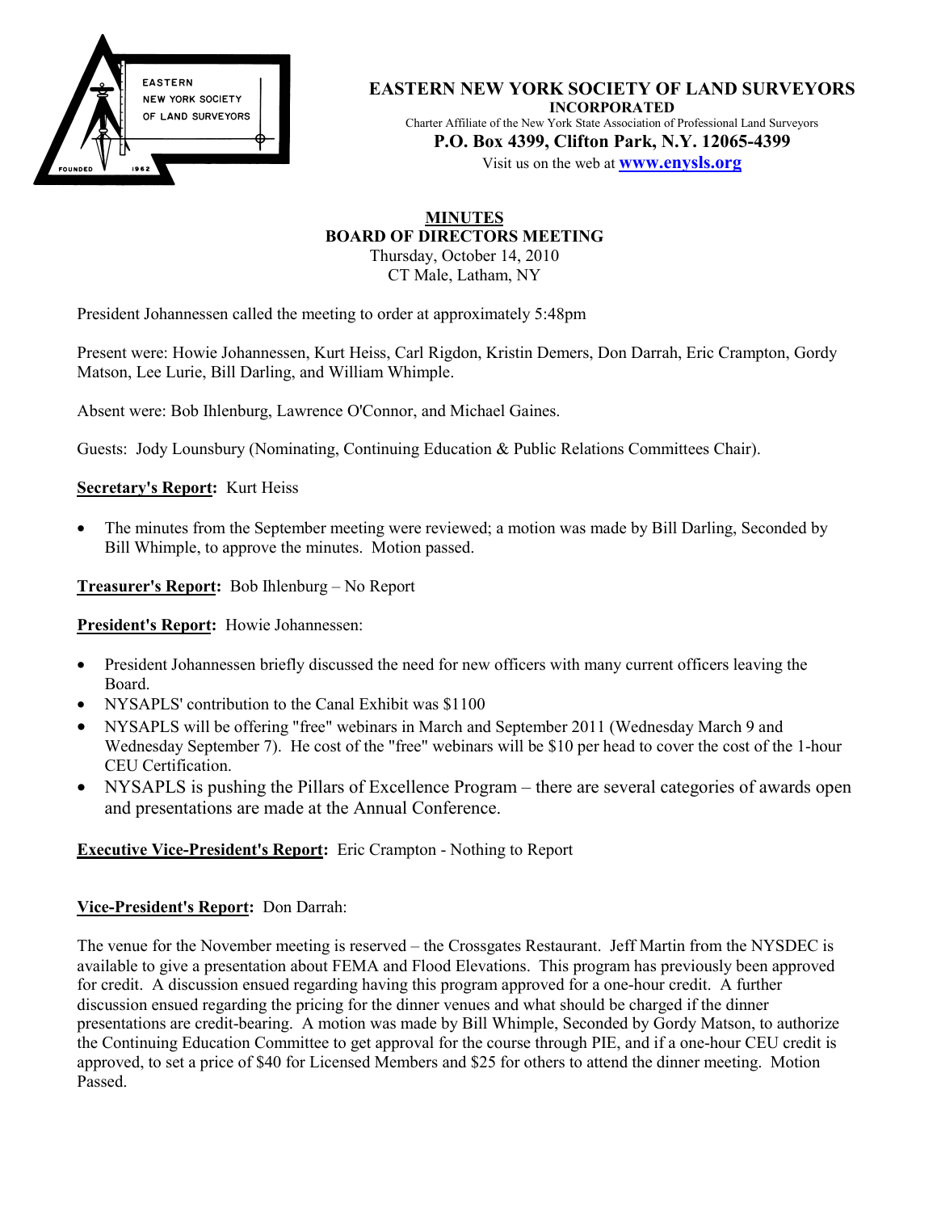**EASTERN NEW YORK SOCIETY OF LAND SURVEYORS**
**INCORPORATED**
Charter Affiliate of the New York State Association of Professional Land Surveyors
**P.O. Box 4399, Clifton Park, N.Y. 12065-4399**
Visit us on the web at **www.enysls.org**

# MINUTES
## BOARD OF DIRECTORS MEETING
Thursday, October 14, 2010
CT Male, Latham, NY

President Johannessen called the meeting to order at approximately 5:48pm

Present were: Howie Johannessen, Kurt Heiss, Carl Rigdon, Kristin Demers, Don Darrah, Eric Crampton, Gordy Matson, Lee Lurie, Bill Darling, and William Whimple.

Absent were: Bob Ihlenburg, Lawrence O'Connor, and Michael Gaines.

Guests: Jody Lounsbury (Nominating, Continuing Education & Public Relations Committees Chair).

**Secretary's Report:** Kurt Heiss

- The minutes from the September meeting were reviewed; a motion was made by Bill Darling, Seconded by Bill Whimple, to approve the minutes. Motion passed.

**Treasurer's Report:** Bob Ihlenburg – No Report

**President's Report:** Howie Johannessen:

- President Johannessen briefly discussed the need for new officers with many current officers leaving the Board.
- NYSAPLS' contribution to the Canal Exhibit was $1100
- NYSAPLS will be offering "free" webinars in March and September 2011 (Wednesday March 9 and Wednesday September 7). He cost of the "free" webinars will be $10 per head to cover the cost of the 1-hour CEU Certification.
- NYSAPLS is pushing the Pillars of Excellence Program – there are several categories of awards open and presentations are made at the Annual Conference.

**Executive Vice-President's Report:** Eric Crampton - Nothing to Report

**Vice-President's Report:** Don Darrah:

The venue for the November meeting is reserved – the Crossgates Restaurant. Jeff Martin from the NYSDEC is available to give a presentation about FEMA and Flood Elevations. This program has previously been approved for credit. A discussion ensued regarding having this program approved for a one-hour credit. A further discussion ensued regarding the pricing for the dinner venues and what should be charged if the dinner presentations are credit-bearing. A motion was made by Bill Whimple, Seconded by Gordy Matson, to authorize the Continuing Education Committee to get approval for the course through PIE, and if a one-hour CEU credit is approved, to set a price of $40 for Licensed Members and $25 for others to attend the dinner meeting. Motion Passed.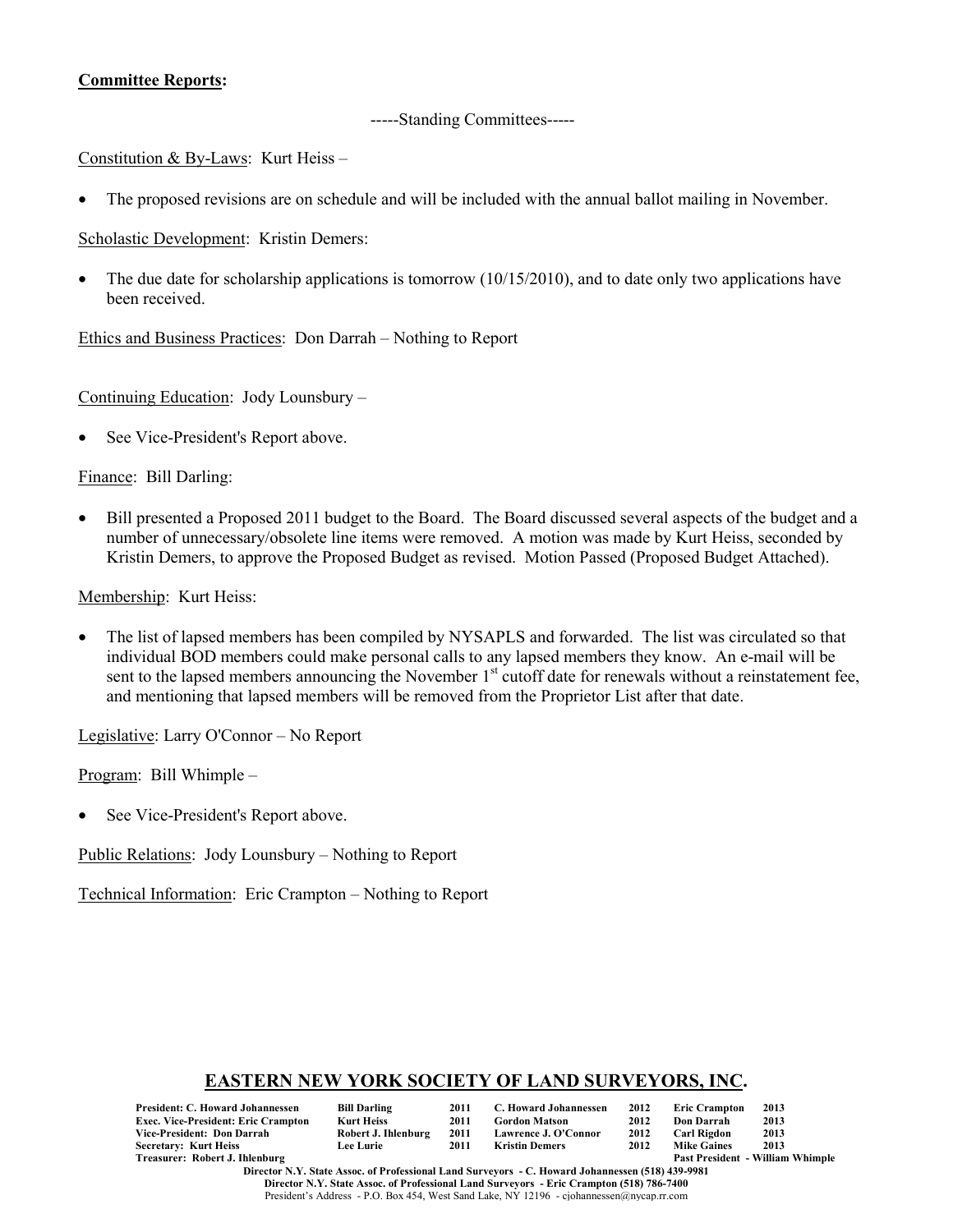**Committee Reports:**

-----Standing Committees-----

Constitution & By-Laws: Kurt Heiss –

- The proposed revisions are on schedule and will be included with the annual ballot mailing in November.

Scholastic Development: Kristin Demers:

- The due date for scholarship applications is tomorrow (10/15/2010), and to date only two applications have been received.

Ethics and Business Practices: Don Darrah – Nothing to Report

Continuing Education: Jody Lounsbury –

- See Vice-President's Report above.

Finance: Bill Darling:

- Bill presented a Proposed 2011 budget to the Board. The Board discussed several aspects of the budget and a number of unnecessary/obsolete line items were removed. A motion was made by Kurt Heiss, seconded by Kristin Demers, to approve the Proposed Budget as revised. Motion Passed (Proposed Budget Attached).

Membership: Kurt Heiss:

- The list of lapsed members has been compiled by NYSAPLS and forwarded. The list was circulated so that individual BOD members could make personal calls to any lapsed members they know. An e-mail will be sent to the lapsed members announcing the November 1st cutoff date for renewals without a reinstatement fee, and mentioning that lapsed members will be removed from the Proprietor List after that date.

Legislative: Larry O'Connor – No Report

Program: Bill Whimple –

- See Vice-President's Report above.

Public Relations: Jody Lounsbury – Nothing to Report

Technical Information: Eric Crampton – Nothing to Report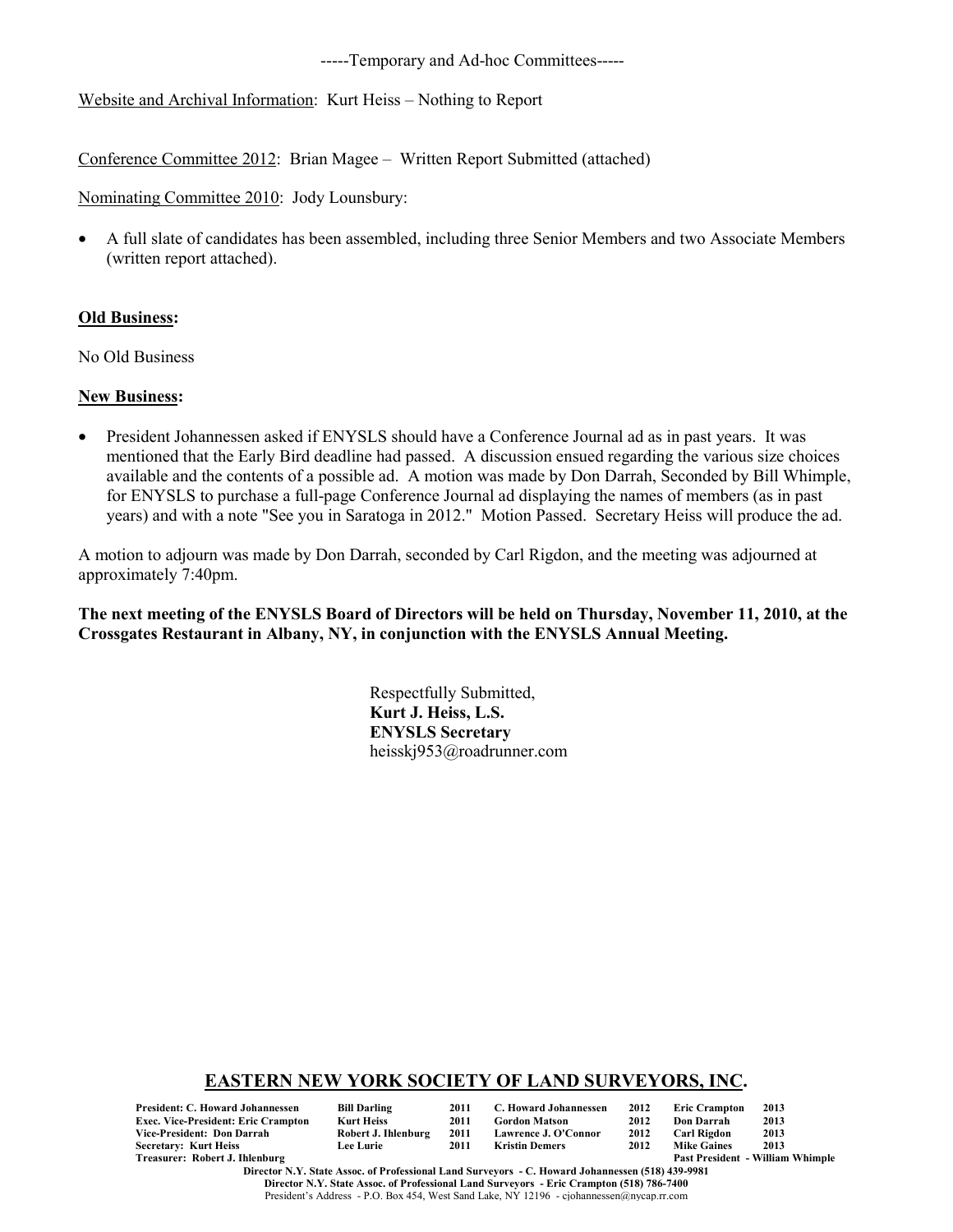-----Temporary and Ad-hoc Committees-----

Website and Archival Information: Kurt Heiss – Nothing to Report

Conference Committee 2012: Brian Magee – Written Report Submitted (attached)

Nominating Committee 2010: Jody Lounsbury:

- A full slate of candidates has been assembled, including three Senior Members and two Associate Members (written report attached).

**Old Business:**

No Old Business

**New Business:**

- President Johannessen asked if ENYSLS should have a Conference Journal ad as in past years. It was mentioned that the Early Bird deadline had passed. A discussion ensued regarding the various size choices available and the contents of a possible ad. A motion was made by Don Darrah, Seconded by Bill Whimple, for ENYSLS to purchase a full-page Conference Journal ad displaying the names of members (as in past years) and with a note "See you in Saratoga in 2012." Motion Passed. Secretary Heiss will produce the ad.

A motion to adjourn was made by Don Darrah, seconded by Carl Rigdon, and the meeting was adjourned at approximately 7:40pm.

**The next meeting of the ENYSLS Board of Directors will be held on Thursday, November 11, 2010, at the Crossgates Restaurant in Albany, NY, in conjunction with the ENYSLS Annual Meeting.**

Respectfully Submitted,
**Kurt J. Heiss, L.S.**
**ENYSLS Secretary**
heisskj953@roadrunner.com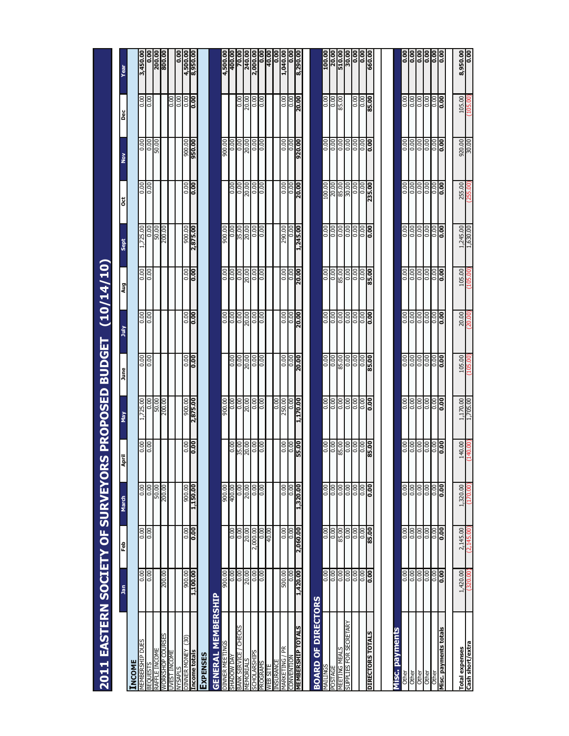# 2011 EASTERN SOCIETY OF SURVEYORS PROPOSED BUDGET (10/14/10)

| | Jan | Feb | March | April | May | June | July | Aug | Sept | Oct | Nov | Dec | Year |
|---|---|---|---|---|---|---|---|---|---|---|---|---|---|
| **INCOME** | | | | | | | | | | | | | |
| MEMBERSHIP DUES | 0.00 | 0.00 | 0.00 | 0.00 | 1,725.00 | 0.00 | 0.00 | 0.00 | 1,725.00 | 0.00 | 0.00 | 0.00 | 3,450.00 |
| BEQUESTS | 0.00 | 0.00 | 0.00 | 0.00 | 0.00 | 0.00 | 0.00 | 0.00 | 0.00 | 0.00 | 0.00 | 0.00 | 0.00 |
| RAFFLE INCOME | | | 50.00 | | 50.00 | | | | 50.00 | | 50.00 | | 200.00 |
| WORKSHOP COURSES | 200.00 | | 200.00 | | 200.00 | | | | 200.00 | | | | 800.00 |
| INVEST INCOME | | | | | | | | | | | | 0.00 | |
| NYSAPLS | | | | | | | | | | | | 0.00 | 0.00 |
| DINNER MONEY (30) | 900.00 | 0.00 | 900.00 | 0.00 | 900.00 | 0.00 | 0.00 | 0.00 | 900.00 | 0.00 | 900.00 | 0.00 | 4,500.00 |
| **Income totals** | **1,100.00** | **0.00** | **1,150.00** | **0.00** | **2,875.00** | **0.00** | **0.00** | **0.00** | **2,875.00** | **0.00** | **950.00** | **0.00** | **8,950.00** |
| **EXPENSES** | | | | | | | | | | | | | |
| **GENERAL MEMBERSHIP** | | | | | | | | | | | | | |
| DINNER MEETINGS | 900.00 | | 900.00 | | 900.00 | | 0.00 | 0.00 | 900.00 | | 900.00 | | 4,500.00 |
| SHADOW DAY | 0.00 | 0.00 | 400.00 | 0.00 | 0.00 | 0.00 | 0.00 | 0.00 | 0.00 | 0.00 | 0.00 | | 400.00 |
| BANK SERVICE / CHECKS | 0.00 | 0.00 | 0.00 | 35.00 | 0.00 | 0.00 | 0.00 | 0.00 | 35.00 | 0.00 | 0.00 | 0.00 | 70.00 |
| MEMORIALS | 20.00 | 20.00 | 20.00 | 20.00 | 20.00 | 20.00 | 20.00 | 20.00 | 20.00 | 20.00 | 20.00 | 20.00 | 240.00 |
| SCHOLARSHIPS | 0.00 | 2,000.00 | 0.00 | 0.00 | 0.00 | 0.00 | 0.00 | 0.00 | 0.00 | 0.00 | 0.00 | 0.00 | 2,000.00 |
| PROGRAMS | 0.00 | 0.00 | 0.00 | 0.00 | 0.00 | 0.00 | 0.00 | 0.00 | 0.00 | 0.00 | 0.00 | 0.00 | 0.00 |
| WEB SITE | | 40.00 | | | | | | | | | | | 40.00 |
| INSURANCE | | | | | 0.00 | | | | | | | | 0.00 |
| MARKETING / PR | 500.00 | 0.00 | 0.00 | 0.00 | 250.00 | 0.00 | 0.00 | 0.00 | 290.00 | 0.00 | 0.00 | 0.00 | 1,040.00 |
| CONVENTION | 0.00 | 0.00 | 0.00 | 0.00 | 0.00 | 0.00 | 0.00 | 0.00 | 0.00 | 0.00 | 0.00 | 0.00 | 0.00 |
| **MEMBERSHIP TOTALS** | **1,420.00** | **2,060.00** | **1,320.00** | **55.00** | **1,170.00** | **20.00** | **20.00** | **20.00** | **1,245.00** | **20.00** | **920.00** | **20.00** | **8,290.00** |
| **BOARD OF DIRECTORS** | | | | | | | | | | | | | |
| MAILINGS | 0.00 | 0.00 | 0.00 | 0.00 | 0.00 | 0.00 | 0.00 | 0.00 | 0.00 | 100.00 | 0.00 | 0.00 | 100.00 |
| POSTAGE | 0.00 | 0.00 | 0.00 | 0.00 | 0.00 | 0.00 | 0.00 | 0.00 | 0.00 | 20.00 | 0.00 | 0.00 | 20.00 |
| MEETING MEALS | 0.00 | 85.00 | 0.00 | 85.00 | 0.00 | 85.00 | 0.00 | 85.00 | 0.00 | 85.00 | 0.00 | 85.00 | 510.00 |
| SUPPLIES FOR SECRETARY | 0.00 | 0.00 | 0.00 | 0.00 | 0.00 | 0.00 | 0.00 | 0.00 | 0.00 | 30.00 | 0.00 | 0.00 | 30.00 |
| | 0.00 | 0.00 | 0.00 | 0.00 | 0.00 | 0.00 | 0.00 | 0.00 | 0.00 | 0.00 | 0.00 | 0.00 | 0.00 |
| | 0.00 | 0.00 | 0.00 | 0.00 | 0.00 | 0.00 | 0.00 | 0.00 | 0.00 | 0.00 | 0.00 | 0.00 | 0.00 |
| **DIRECTORS TOTALS** | **0.00** | **85.00** | **0.00** | **85.00** | **0.00** | **85.00** | **0.00** | **85.00** | **0.00** | **235.00** | **0.00** | **85.00** | **660.00** |
| **Misc. payments** | | | | | | | | | | | | | |
| Other | 0.00 | 0.00 | 0.00 | 0.00 | 0.00 | 0.00 | 0.00 | 0.00 | 0.00 | 0.00 | 0.00 | 0.00 | 0.00 |
| Other | 0.00 | 0.00 | 0.00 | 0.00 | 0.00 | 0.00 | 0.00 | 0.00 | 0.00 | 0.00 | 0.00 | 0.00 | 0.00 |
| Other | 0.00 | 0.00 | 0.00 | 0.00 | 0.00 | 0.00 | 0.00 | 0.00 | 0.00 | 0.00 | 0.00 | 0.00 | 0.00 |
| Other | 0.00 | 0.00 | 0.00 | 0.00 | 0.00 | 0.00 | 0.00 | 0.00 | 0.00 | 0.00 | 0.00 | 0.00 | 0.00 |
| Other | 0.00 | 0.00 | 0.00 | 0.00 | 0.00 | 0.00 | 0.00 | 0.00 | 0.00 | 0.00 | 0.00 | 0.00 | 0.00 |
| **Misc. payments totals** | **0.00** | **0.00** | **0.00** | **0.00** | **0.00** | **0.00** | **0.00** | **0.00** | **0.00** | **0.00** | **0.00** | **0.00** | **0.00** |
| **Total expenses** | 1,420.00 | 2,145.00 | 1,320.00 | 140.00 | 1,170.00 | 105.00 | 20.00 | 105.00 | 1,245.00 | 255.00 | 920.00 | 105.00 | 8,950.00 |
| **Cash short/extra** | (320.00) | (2,145.00) | (170.00) | (140.00) | 1,705.00 | (105.00) | (20.00) | (105.00) | 1,630.00 | (255.00) | 30.00 | (105.00) | 0.00 |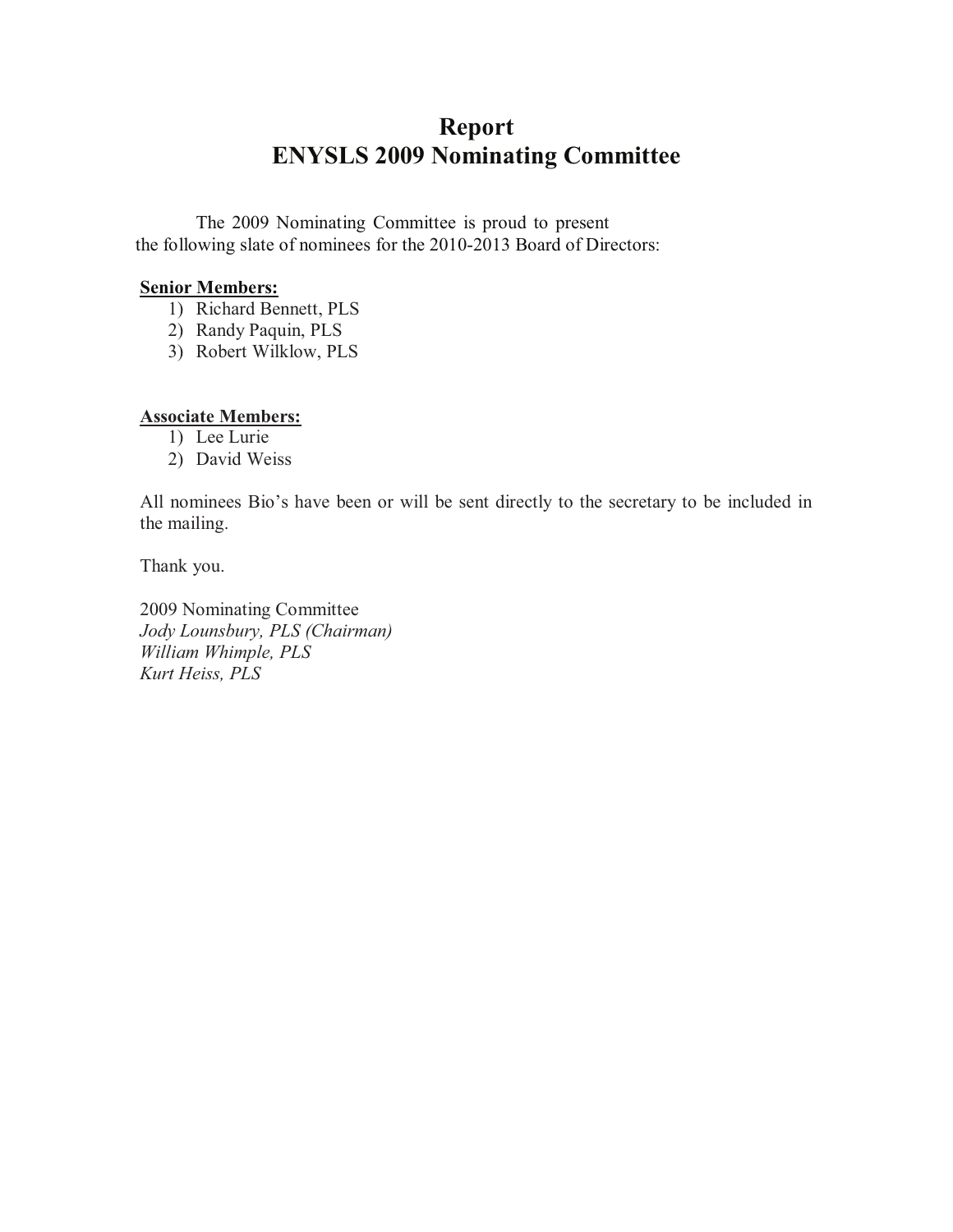# Report
# ENYSLS 2009 Nominating Committee

The 2009 Nominating Committee is proud to present the following slate of nominees for the 2010-2013 Board of Directors:

**Senior Members:**

1) Richard Bennett, PLS
2) Randy Paquin, PLS
3) Robert Wilklow, PLS

**Associate Members:**

1) Lee Lurie
2) David Weiss

All nominees Bio's have been or will be sent directly to the secretary to be included in the mailing.

Thank you.

2009 Nominating Committee
*Jody Lounsbury, PLS (Chairman)*
*William Whimple, PLS*
*Kurt Heiss, PLS*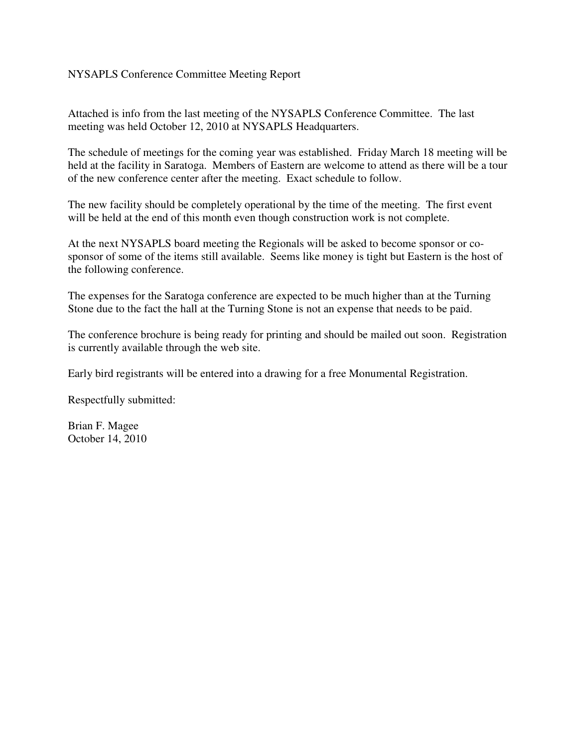# NYSAPLS Conference Committee Meeting Report

Attached is info from the last meeting of the NYSAPLS Conference Committee. The last meeting was held October 12, 2010 at NYSAPLS Headquarters.

The schedule of meetings for the coming year was established. Friday March 18 meeting will be held at the facility in Saratoga. Members of Eastern are welcome to attend as there will be a tour of the new conference center after the meeting. Exact schedule to follow.

The new facility should be completely operational by the time of the meeting. The first event will be held at the end of this month even though construction work is not complete.

At the next NYSAPLS board meeting the Regionals will be asked to become sponsor or co-sponsor of some of the items still available. Seems like money is tight but Eastern is the host of the following conference.

The expenses for the Saratoga conference are expected to be much higher than at the Turning Stone due to the fact the hall at the Turning Stone is not an expense that needs to be paid.

The conference brochure is being ready for printing and should be mailed out soon. Registration is currently available through the web site.

Early bird registrants will be entered into a drawing for a free Monumental Registration.

Respectfully submitted:

Brian F. Magee  
October 14, 2010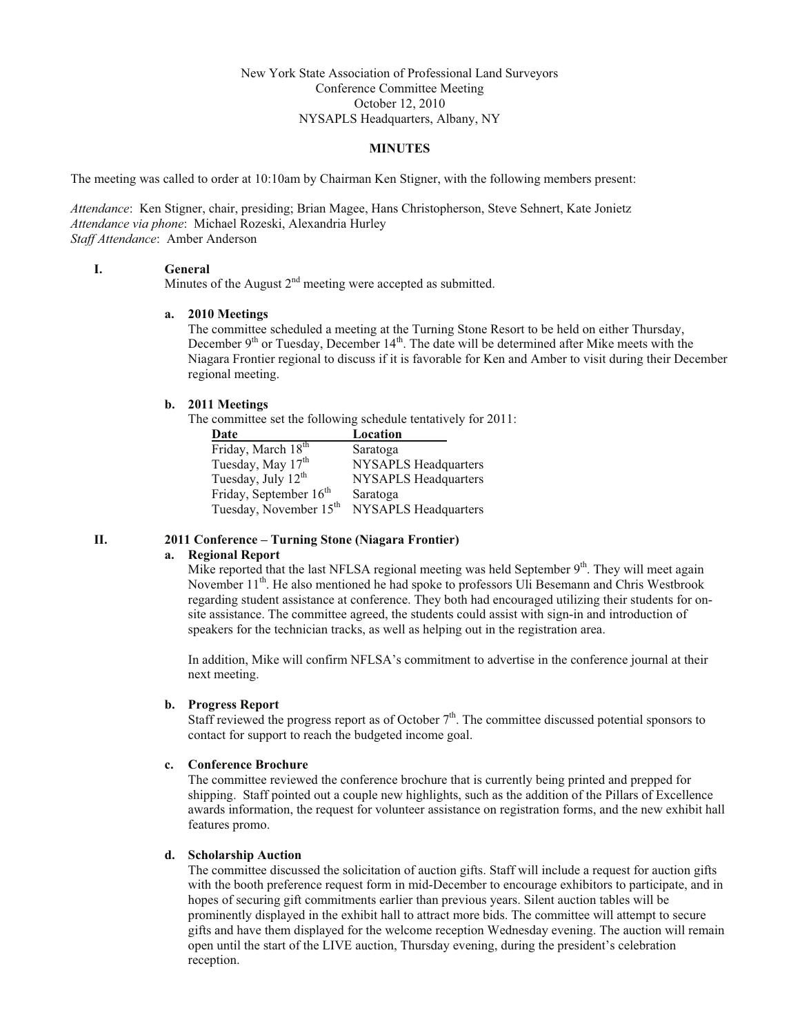New York State Association of Professional Land Surveyors
Conference Committee Meeting
October 12, 2010
NYSAPLS Headquarters, Albany, NY

**MINUTES**

The meeting was called to order at 10:10am by Chairman Ken Stigner, with the following members present:

*Attendance*: Ken Stigner, chair, presiding; Brian Magee, Hans Christopherson, Steve Sehnert, Kate Jonietz
*Attendance via phone*: Michael Rozeski, Alexandria Hurley
*Staff Attendance*: Amber Anderson

## I. General

Minutes of the August 2nd meeting were accepted as submitted.

### a. 2010 Meetings

The committee scheduled a meeting at the Turning Stone Resort to be held on either Thursday, December 9th or Tuesday, December 14th. The date will be determined after Mike meets with the Niagara Frontier regional to discuss if it is favorable for Ken and Amber to visit during their December regional meeting.

### b. 2011 Meetings

The committee set the following schedule tentatively for 2011:

| Date | Location |
|---|---|
| Friday, March 18th | Saratoga |
| Tuesday, May 17th | NYSAPLS Headquarters |
| Tuesday, July 12th | NYSAPLS Headquarters |
| Friday, September 16th | Saratoga |
| Tuesday, November 15th | NYSAPLS Headquarters |

## II. 2011 Conference – Turning Stone (Niagara Frontier)

### a. Regional Report

Mike reported that the last NFLSA regional meeting was held September 9th. They will meet again November 11th. He also mentioned he had spoke to professors Uli Besemann and Chris Westbrook regarding student assistance at conference. They both had encouraged utilizing their students for on-site assistance. The committee agreed, the students could assist with sign-in and introduction of speakers for the technician tracks, as well as helping out in the registration area.

In addition, Mike will confirm NFLSA's commitment to advertise in the conference journal at their next meeting.

### b. Progress Report

Staff reviewed the progress report as of October 7th. The committee discussed potential sponsors to contact for support to reach the budgeted income goal.

### c. Conference Brochure

The committee reviewed the conference brochure that is currently being printed and prepped for shipping. Staff pointed out a couple new highlights, such as the addition of the Pillars of Excellence awards information, the request for volunteer assistance on registration forms, and the new exhibit hall features promo.

### d. Scholarship Auction

The committee discussed the solicitation of auction gifts. Staff will include a request for auction gifts with the booth preference request form in mid-December to encourage exhibitors to participate, and in hopes of securing gift commitments earlier than previous years. Silent auction tables will be prominently displayed in the exhibit hall to attract more bids. The committee will attempt to secure gifts and have them displayed for the welcome reception Wednesday evening. The auction will remain open until the start of the LIVE auction, Thursday evening, during the president's celebration reception.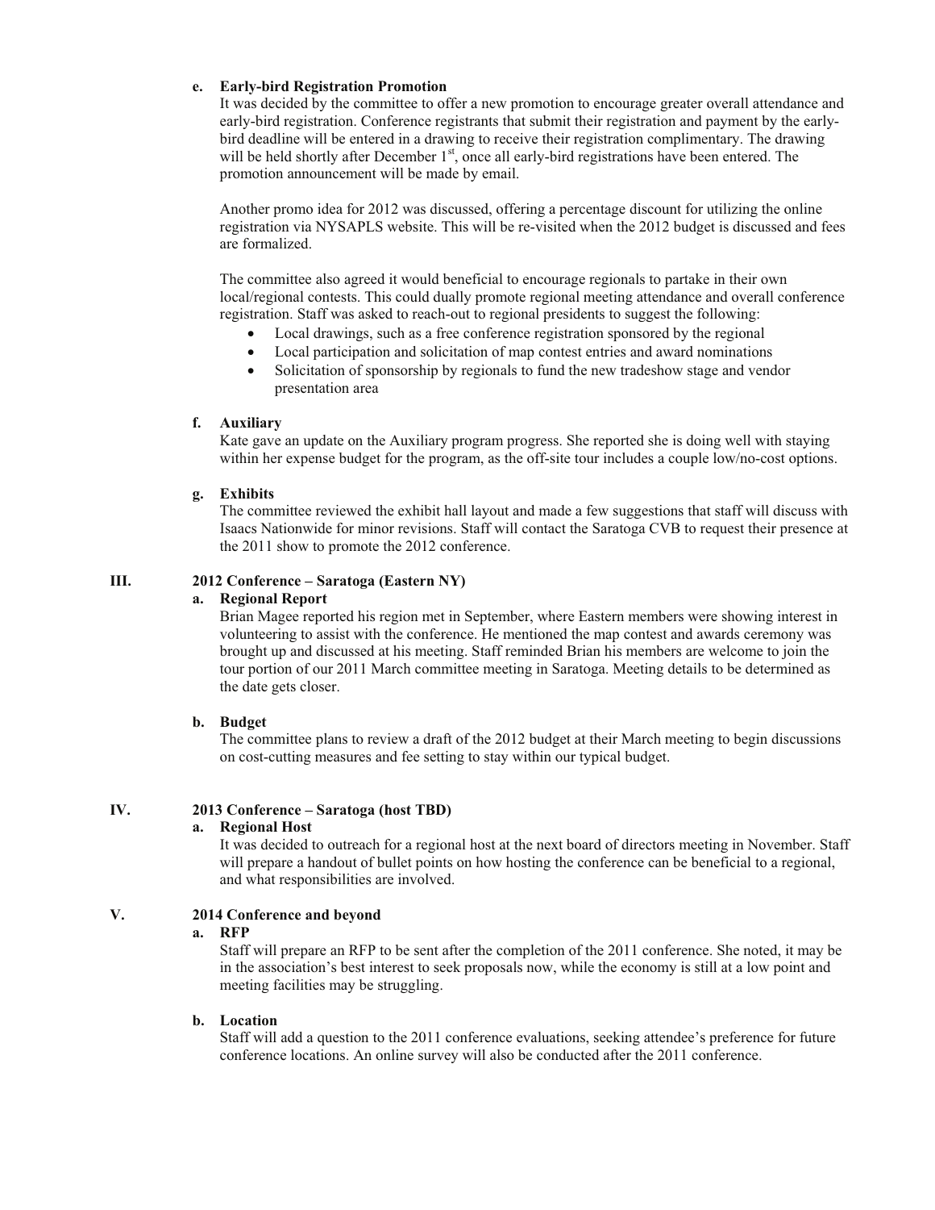**e. Early-bird Registration Promotion**

It was decided by the committee to offer a new promotion to encourage greater overall attendance and early-bird registration. Conference registrants that submit their registration and payment by the early-bird deadline will be entered in a drawing to receive their registration complimentary. The drawing will be held shortly after December 1st, once all early-bird registrations have been entered. The promotion announcement will be made by email.

Another promo idea for 2012 was discussed, offering a percentage discount for utilizing the online registration via NYSAPLS website. This will be re-visited when the 2012 budget is discussed and fees are formalized.

The committee also agreed it would beneficial to encourage regionals to partake in their own local/regional contests. This could dually promote regional meeting attendance and overall conference registration. Staff was asked to reach-out to regional presidents to suggest the following:

- Local drawings, such as a free conference registration sponsored by the regional
- Local participation and solicitation of map contest entries and award nominations
- Solicitation of sponsorship by regionals to fund the new tradeshow stage and vendor presentation area

**f. Auxiliary**

Kate gave an update on the Auxiliary program progress. She reported she is doing well with staying within her expense budget for the program, as the off-site tour includes a couple low/no-cost options.

**g. Exhibits**

The committee reviewed the exhibit hall layout and made a few suggestions that staff will discuss with Isaacs Nationwide for minor revisions. Staff will contact the Saratoga CVB to request their presence at the 2011 show to promote the 2012 conference.

## III. 2012 Conference – Saratoga (Eastern NY)

**a. Regional Report**

Brian Magee reported his region met in September, where Eastern members were showing interest in volunteering to assist with the conference. He mentioned the map contest and awards ceremony was brought up and discussed at his meeting. Staff reminded Brian his members are welcome to join the tour portion of our 2011 March committee meeting in Saratoga. Meeting details to be determined as the date gets closer.

**b. Budget**

The committee plans to review a draft of the 2012 budget at their March meeting to begin discussions on cost-cutting measures and fee setting to stay within our typical budget.

## IV. 2013 Conference – Saratoga (host TBD)

**a. Regional Host**

It was decided to outreach for a regional host at the next board of directors meeting in November. Staff will prepare a handout of bullet points on how hosting the conference can be beneficial to a regional, and what responsibilities are involved.

## V. 2014 Conference and beyond

**a. RFP**

Staff will prepare an RFP to be sent after the completion of the 2011 conference. She noted, it may be in the association's best interest to seek proposals now, while the economy is still at a low point and meeting facilities may be struggling.

**b. Location**

Staff will add a question to the 2011 conference evaluations, seeking attendee's preference for future conference locations. An online survey will also be conducted after the 2011 conference.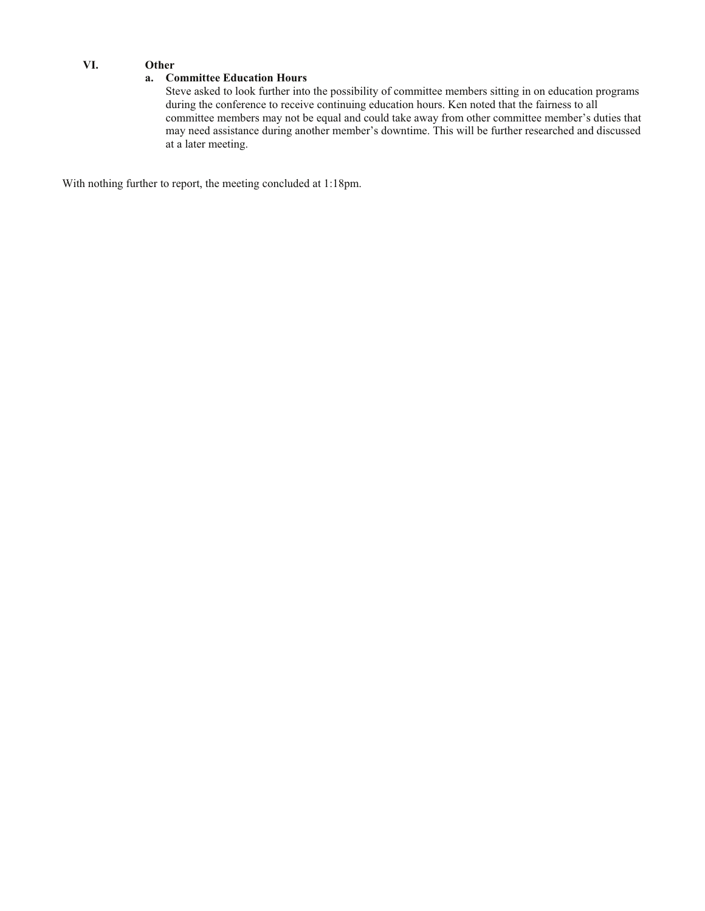**VI. Other**

**a. Committee Education Hours**

Steve asked to look further into the possibility of committee members sitting in on education programs during the conference to receive continuing education hours. Ken noted that the fairness to all committee members may not be equal and could take away from other committee member's duties that may need assistance during another member's downtime. This will be further researched and discussed at a later meeting.

With nothing further to report, the meeting concluded at 1:18pm.